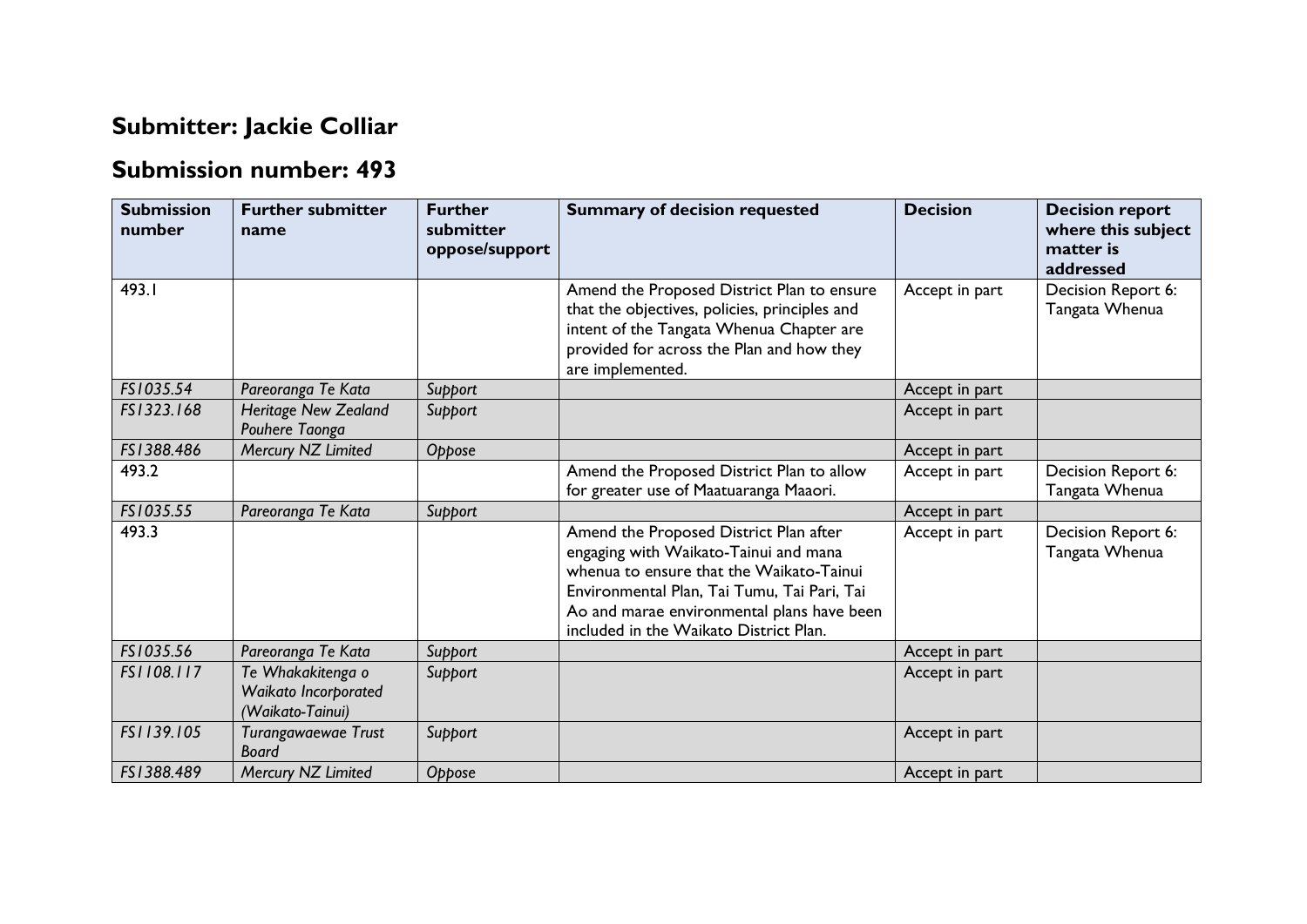# Submitter: Jackie Colliar

# Submission number: 493

| Submission number | Further submitter name | Further submitter oppose/support | Summary of decision requested | Decision | Decision report where this subject matter is addressed |
|---|---|---|---|---|---|
| 493.1 | | | Amend the Proposed District Plan to ensure that the objectives, policies, principles and intent of the Tangata Whenua Chapter are provided for across the Plan and how they are implemented. | Accept in part | Decision Report 6: Tangata Whenua |
| *FS1035.54* | *Pareoranga Te Kata* | *Support* | | Accept in part | |
| *FS1323.168* | *Heritage New Zealand Pouhere Taonga* | *Support* | | Accept in part | |
| *FS1388.486* | *Mercury NZ Limited* | *Oppose* | | Accept in part | |
| 493.2 | | | Amend the Proposed District Plan to allow for greater use of Maatuaranga Maaori. | Accept in part | Decision Report 6: Tangata Whenua |
| *FS1035.55* | *Pareoranga Te Kata* | *Support* | | Accept in part | |
| 493.3 | | | Amend the Proposed District Plan after engaging with Waikato-Tainui and mana whenua to ensure that the Waikato-Tainui Environmental Plan, Tai Tumu, Tai Pari, Tai Ao and marae environmental plans have been included in the Waikato District Plan. | Accept in part | Decision Report 6: Tangata Whenua |
| *FS1035.56* | *Pareoranga Te Kata* | *Support* | | Accept in part | |
| *FS1108.117* | *Te Whakakitenga o Waikato Incorporated (Waikato-Tainui)* | *Support* | | Accept in part | |
| *FS1139.105* | *Turangawaewae Trust Board* | *Support* | | Accept in part | |
| *FS1388.489* | *Mercury NZ Limited* | *Oppose* | | Accept in part | |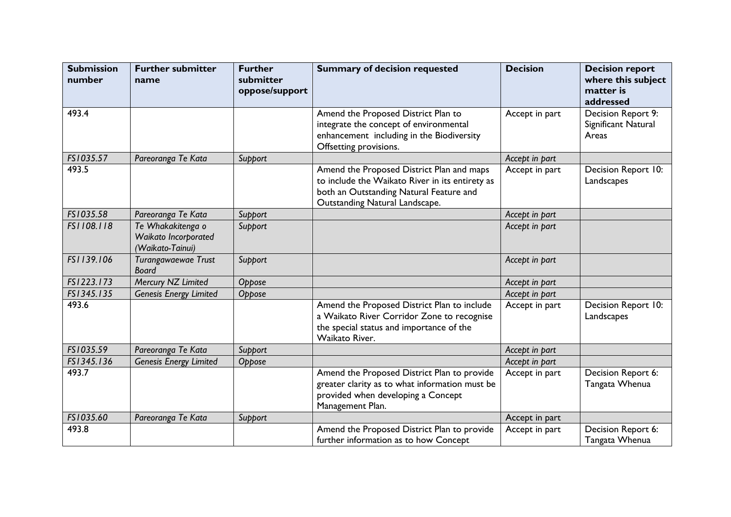| Submission number | Further submitter name | Further submitter oppose/support | Summary of decision requested | Decision | Decision report where this subject matter is addressed |
|---|---|---|---|---|---|
| 493.4 | | | Amend the Proposed District Plan to integrate the concept of environmental enhancement including in the Biodiversity Offsetting provisions. | Accept in part | Decision Report 9: Significant Natural Areas |
| *FS1035.57* | *Pareoranga Te Kata* | *Support* | | *Accept in part* | |
| 493.5 | | | Amend the Proposed District Plan and maps to include the Waikato River in its entirety as both an Outstanding Natural Feature and Outstanding Natural Landscape. | Accept in part | Decision Report 10: Landscapes |
| *FS1035.58* | *Pareoranga Te Kata* | *Support* | | *Accept in part* | |
| *FS1108.118* | *Te Whakakitenga o Waikato Incorporated (Waikato-Tainui)* | *Support* | | *Accept in part* | |
| *FS1139.106* | *Turangawaewae Trust Board* | *Support* | | *Accept in part* | |
| *FS1223.173* | *Mercury NZ Limited* | *Oppose* | | *Accept in part* | |
| *FS1345.135* | *Genesis Energy Limited* | *Oppose* | | *Accept in part* | |
| 493.6 | | | Amend the Proposed District Plan to include a Waikato River Corridor Zone to recognise the special status and importance of the Waikato River. | Accept in part | Decision Report 10: Landscapes |
| *FS1035.59* | *Pareoranga Te Kata* | *Support* | | *Accept in part* | |
| *FS1345.136* | *Genesis Energy Limited* | *Oppose* | | *Accept in part* | |
| 493.7 | | | Amend the Proposed District Plan to provide greater clarity as to what information must be provided when developing a Concept Management Plan. | Accept in part | Decision Report 6: Tangata Whenua |
| *FS1035.60* | *Pareoranga Te Kata* | *Support* | | Accept in part | |
| 493.8 | | | Amend the Proposed District Plan to provide further information as to how Concept | Accept in part | Decision Report 6: Tangata Whenua |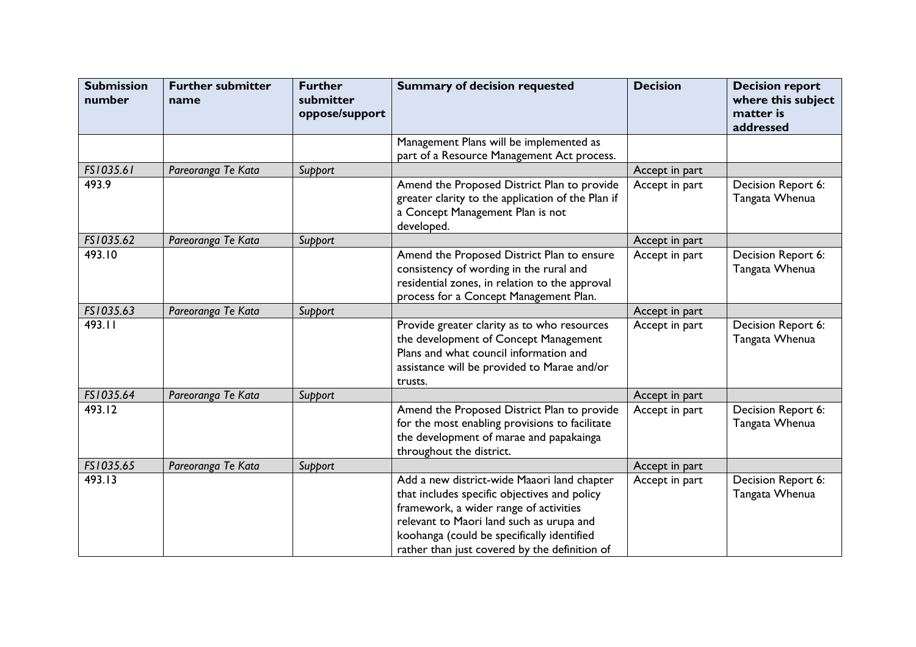| Submission number | Further submitter name | Further submitter oppose/support | Summary of decision requested | Decision | Decision report where this subject matter is addressed |
|---|---|---|---|---|---|
| | | | Management Plans will be implemented as part of a Resource Management Act process. | | |
| *FS1035.61* | *Pareoranga Te Kata* | *Support* | | Accept in part | |
| 493.9 | | | Amend the Proposed District Plan to provide greater clarity to the application of the Plan if a Concept Management Plan is not developed. | Accept in part | Decision Report 6: Tangata Whenua |
| *FS1035.62* | *Pareoranga Te Kata* | *Support* | | Accept in part | |
| 493.10 | | | Amend the Proposed District Plan to ensure consistency of wording in the rural and residential zones, in relation to the approval process for a Concept Management Plan. | Accept in part | Decision Report 6: Tangata Whenua |
| *FS1035.63* | *Pareoranga Te Kata* | *Support* | | Accept in part | |
| 493.11 | | | Provide greater clarity as to who resources the development of Concept Management Plans and what council information and assistance will be provided to Marae and/or trusts. | Accept in part | Decision Report 6: Tangata Whenua |
| *FS1035.64* | *Pareoranga Te Kata* | *Support* | | Accept in part | |
| 493.12 | | | Amend the Proposed District Plan to provide for the most enabling provisions to facilitate the development of marae and papakainga throughout the district. | Accept in part | Decision Report 6: Tangata Whenua |
| *FS1035.65* | *Pareoranga Te Kata* | *Support* | | Accept in part | |
| 493.13 | | | Add a new district-wide Maaori land chapter that includes specific objectives and policy framework, a wider range of activities relevant to Maori land such as urupa and koohanga (could be specifically identified rather than just covered by the definition of | Accept in part | Decision Report 6: Tangata Whenua |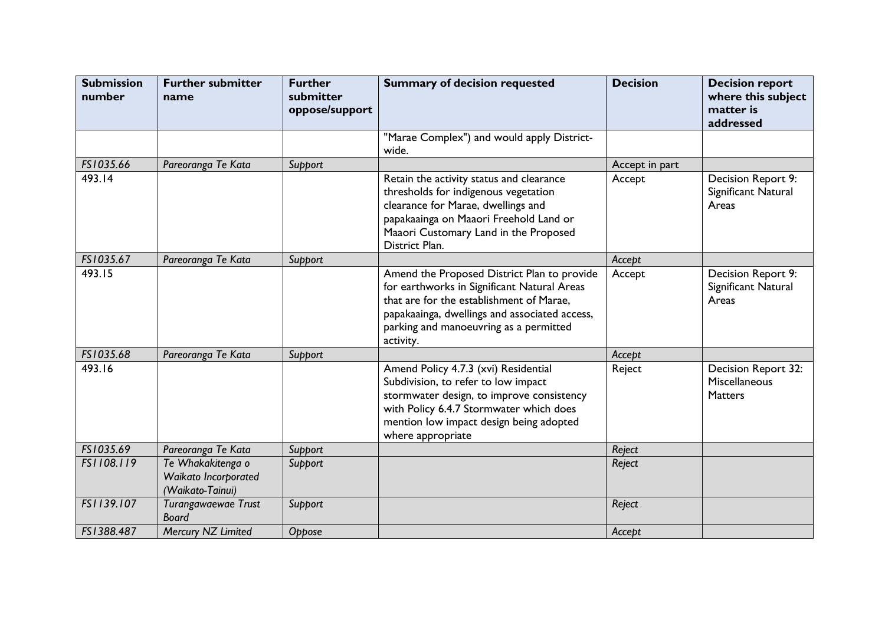| Submission number | Further submitter name | Further submitter oppose/support | Summary of decision requested | Decision | Decision report where this subject matter is addressed |
|---|---|---|---|---|---|
| | | | "Marae Complex") and would apply District-wide. | | |
| *FS1035.66* | *Pareoranga Te Kata* | *Support* | | Accept in part | |
| 493.14 | | | Retain the activity status and clearance thresholds for indigenous vegetation clearance for Marae, dwellings and papakaainga on Maaori Freehold Land or Maaori Customary Land in the Proposed District Plan. | Accept | Decision Report 9: Significant Natural Areas |
| *FS1035.67* | *Pareoranga Te Kata* | *Support* | | *Accept* | |
| 493.15 | | | Amend the Proposed District Plan to provide for earthworks in Significant Natural Areas that are for the establishment of Marae, papakaainga, dwellings and associated access, parking and manoeuvring as a permitted activity. | Accept | Decision Report 9: Significant Natural Areas |
| *FS1035.68* | *Pareoranga Te Kata* | *Support* | | *Accept* | |
| 493.16 | | | Amend Policy 4.7.3 (xvi) Residential Subdivision, to refer to low impact stormwater design, to improve consistency with Policy 6.4.7 Stormwater which does mention low impact design being adopted where appropriate | Reject | Decision Report 32: Miscellaneous Matters |
| *FS1035.69* | *Pareoranga Te Kata* | *Support* | | *Reject* | |
| *FS1108.119* | *Te Whakakitenga o Waikato Incorporated (Waikato-Tainui)* | *Support* | | *Reject* | |
| *FS1139.107* | *Turangawaewae Trust Board* | *Support* | | *Reject* | |
| *FS1388.487* | *Mercury NZ Limited* | *Oppose* | | *Accept* | |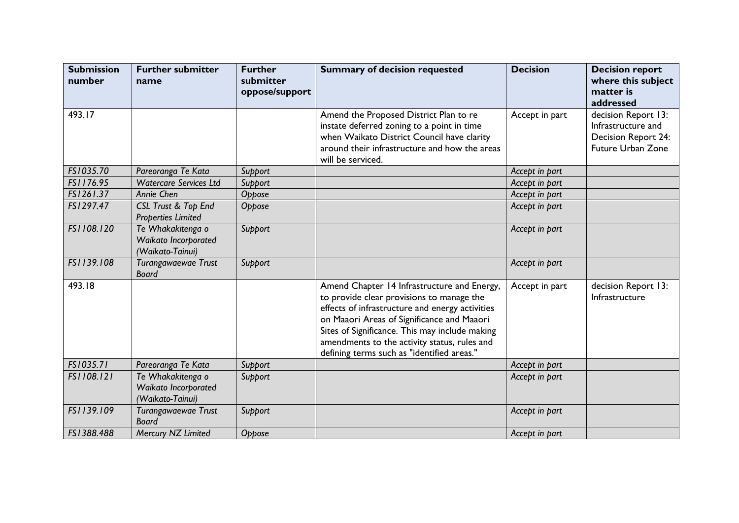| Submission number | Further submitter name | Further submitter oppose/support | Summary of decision requested | Decision | Decision report where this subject matter is addressed |
|---|---|---|---|---|---|
| 493.17 | | | Amend the Proposed District Plan to re instate deferred zoning to a point in time when Waikato District Council have clarity around their infrastructure and how the areas will be serviced. | Accept in part | decision Report 13: Infrastructure and Decision Report 24: Future Urban Zone |
| *FS1035.70* | *Pareoranga Te Kata* | *Support* | | *Accept in part* | |
| *FS1176.95* | *Watercare Services Ltd* | *Support* | | *Accept in part* | |
| *FS1261.37* | *Annie Chen* | *Oppose* | | *Accept in part* | |
| *FS1297.47* | *CSL Trust & Top End Properties Limited* | *Oppose* | | *Accept in part* | |
| *FS1108.120* | *Te Whakakitenga o Waikato Incorporated (Waikato-Tainui)* | *Support* | | *Accept in part* | |
| *FS1139.108* | *Turangawaewae Trust Board* | *Support* | | *Accept in part* | |
| 493.18 | | | Amend Chapter 14 Infrastructure and Energy, to provide clear provisions to manage the effects of infrastructure and energy activities on Maaori Areas of Significance and Maaori Sites of Significance. This may include making amendments to the activity status, rules and defining terms such as "identified areas." | Accept in part | decision Report 13: Infrastructure |
| *FS1035.71* | *Pareoranga Te Kata* | *Support* | | *Accept in part* | |
| *FS1108.121* | *Te Whakakitenga o Waikato Incorporated (Waikato-Tainui)* | *Support* | | *Accept in part* | |
| *FS1139.109* | *Turangawaewae Trust Board* | *Support* | | *Accept in part* | |
| *FS1388.488* | *Mercury NZ Limited* | *Oppose* | | *Accept in part* | |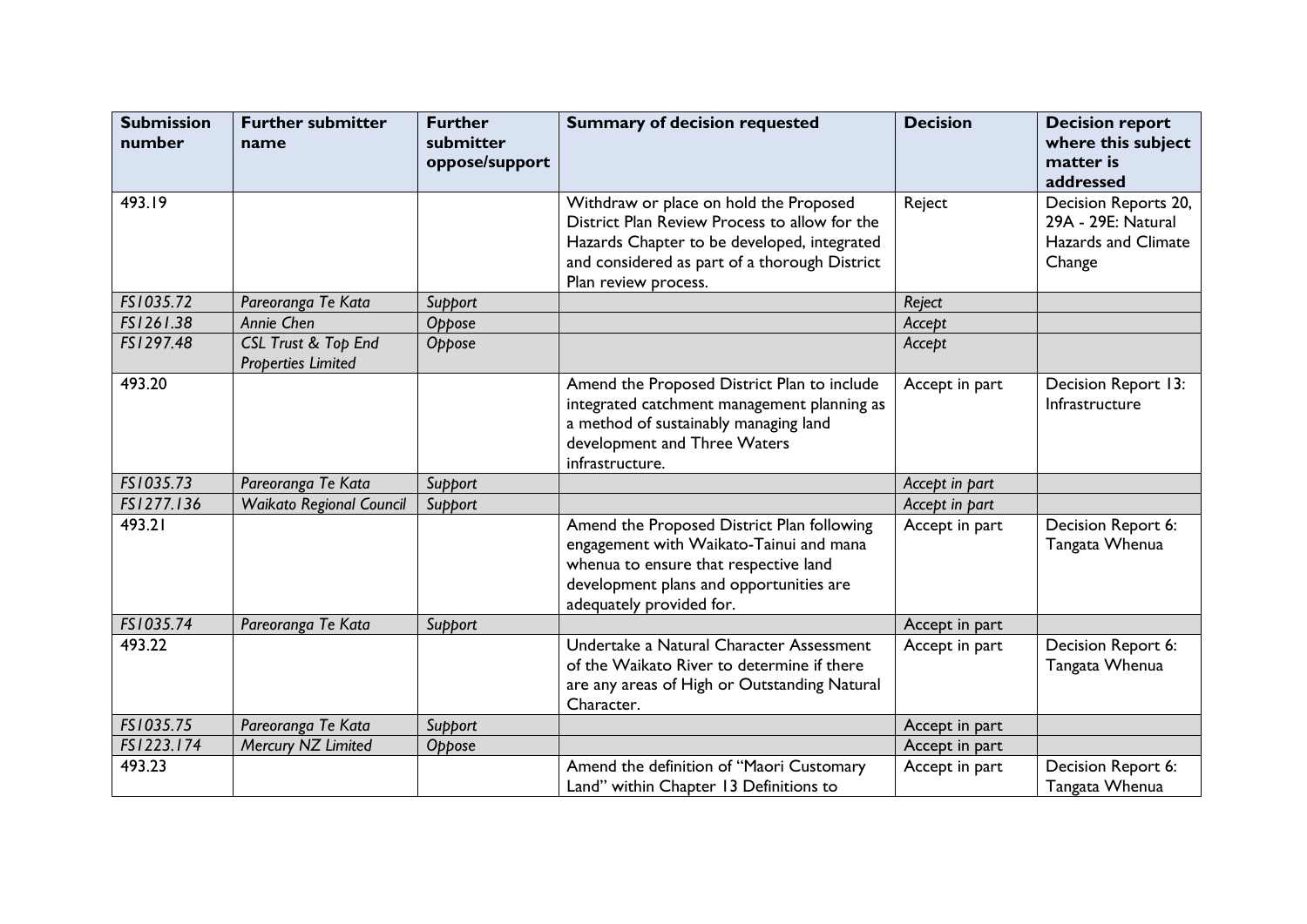| Submission number | Further submitter name | Further submitter oppose/support | Summary of decision requested | Decision | Decision report where this subject matter is addressed |
|---|---|---|---|---|---|
| 493.19 | | | Withdraw or place on hold the Proposed District Plan Review Process to allow for the Hazards Chapter to be developed, integrated and considered as part of a thorough District Plan review process. | Reject | Decision Reports 20, 29A - 29E: Natural Hazards and Climate Change |
| *FS1035.72* | *Pareoranga Te Kata* | *Support* | | *Reject* | |
| *FS1261.38* | *Annie Chen* | *Oppose* | | *Accept* | |
| *FS1297.48* | *CSL Trust & Top End Properties Limited* | *Oppose* | | *Accept* | |
| 493.20 | | | Amend the Proposed District Plan to include integrated catchment management planning as a method of sustainably managing land development and Three Waters infrastructure. | Accept in part | Decision Report 13: Infrastructure |
| *FS1035.73* | *Pareoranga Te Kata* | *Support* | | *Accept in part* | |
| *FS1277.136* | *Waikato Regional Council* | *Support* | | *Accept in part* | |
| 493.21 | | | Amend the Proposed District Plan following engagement with Waikato-Tainui and mana whenua to ensure that respective land development plans and opportunities are adequately provided for. | Accept in part | Decision Report 6: Tangata Whenua |
| *FS1035.74* | *Pareoranga Te Kata* | *Support* | | Accept in part | |
| 493.22 | | | Undertake a Natural Character Assessment of the Waikato River to determine if there are any areas of High or Outstanding Natural Character. | Accept in part | Decision Report 6: Tangata Whenua |
| *FS1035.75* | *Pareoranga Te Kata* | *Support* | | Accept in part | |
| *FS1223.174* | *Mercury NZ Limited* | *Oppose* | | Accept in part | |
| 493.23 | | | Amend the definition of "Maori Customary Land" within Chapter 13 Definitions to | Accept in part | Decision Report 6: Tangata Whenua |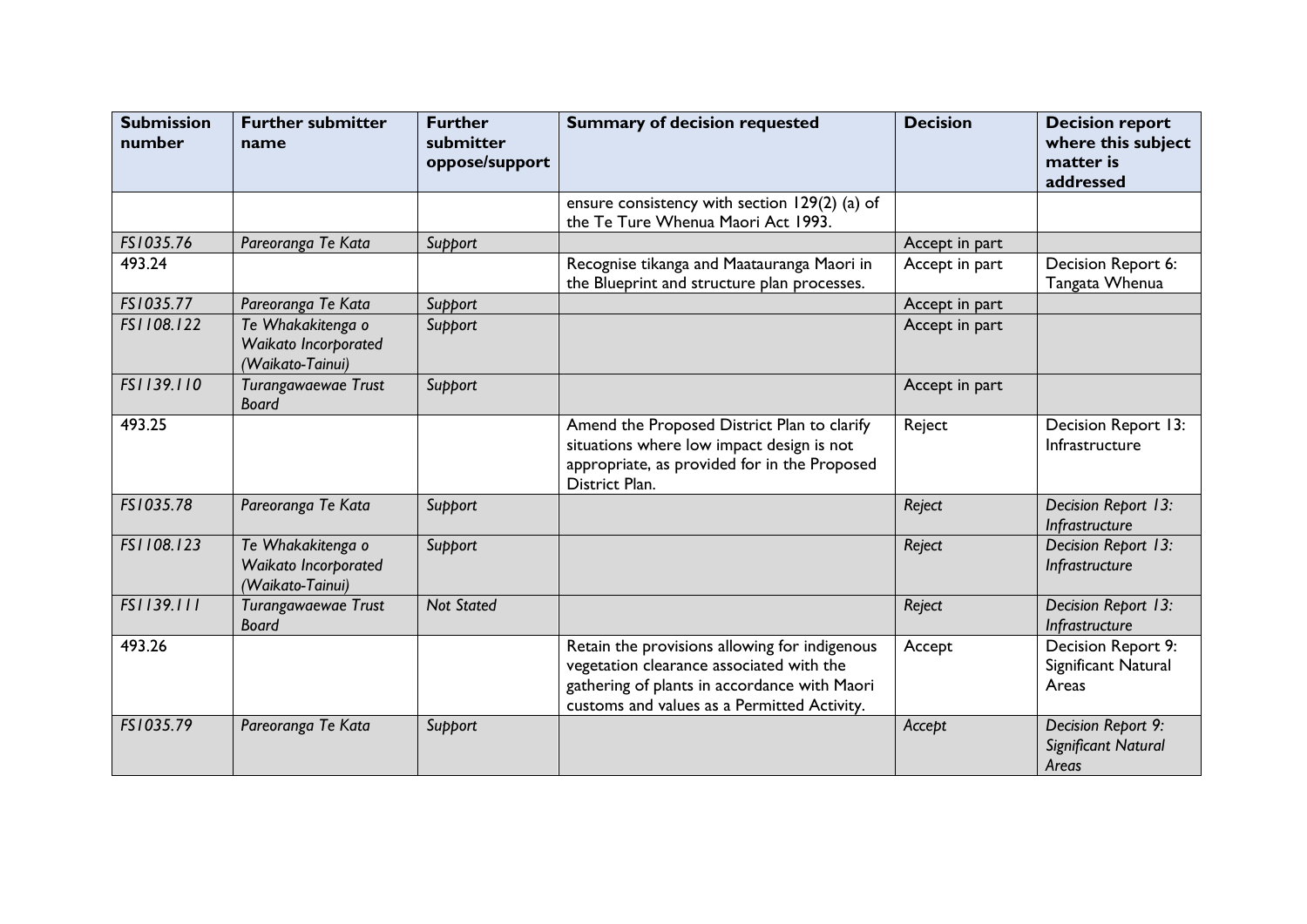| Submission number | Further submitter name | Further submitter oppose/support | Summary of decision requested | Decision | Decision report where this subject matter is addressed |
|---|---|---|---|---|---|
| | | | ensure consistency with section 129(2) (a) of the Te Ture Whenua Maori Act 1993. | | |
| *FS1035.76* | *Pareoranga Te Kata* | *Support* | | Accept in part | |
| 493.24 | | | Recognise tikanga and Maatauranga Maori in the Blueprint and structure plan processes. | Accept in part | Decision Report 6: Tangata Whenua |
| *FS1035.77* | *Pareoranga Te Kata* | *Support* | | Accept in part | |
| *FS1108.122* | *Te Whakakitenga o Waikato Incorporated (Waikato-Tainui)* | *Support* | | Accept in part | |
| *FS1139.110* | *Turangawaewae Trust Board* | *Support* | | Accept in part | |
| 493.25 | | | Amend the Proposed District Plan to clarify situations where low impact design is not appropriate, as provided for in the Proposed District Plan. | Reject | Decision Report 13: Infrastructure |
| *FS1035.78* | *Pareoranga Te Kata* | *Support* | | *Reject* | *Decision Report 13: Infrastructure* |
| *FS1108.123* | *Te Whakakitenga o Waikato Incorporated (Waikato-Tainui)* | *Support* | | *Reject* | *Decision Report 13: Infrastructure* |
| *FS1139.111* | *Turangawaewae Trust Board* | *Not Stated* | | *Reject* | *Decision Report 13: Infrastructure* |
| 493.26 | | | Retain the provisions allowing for indigenous vegetation clearance associated with the gathering of plants in accordance with Maori customs and values as a Permitted Activity. | Accept | Decision Report 9: Significant Natural Areas |
| *FS1035.79* | *Pareoranga Te Kata* | *Support* | | *Accept* | *Decision Report 9: Significant Natural Areas* |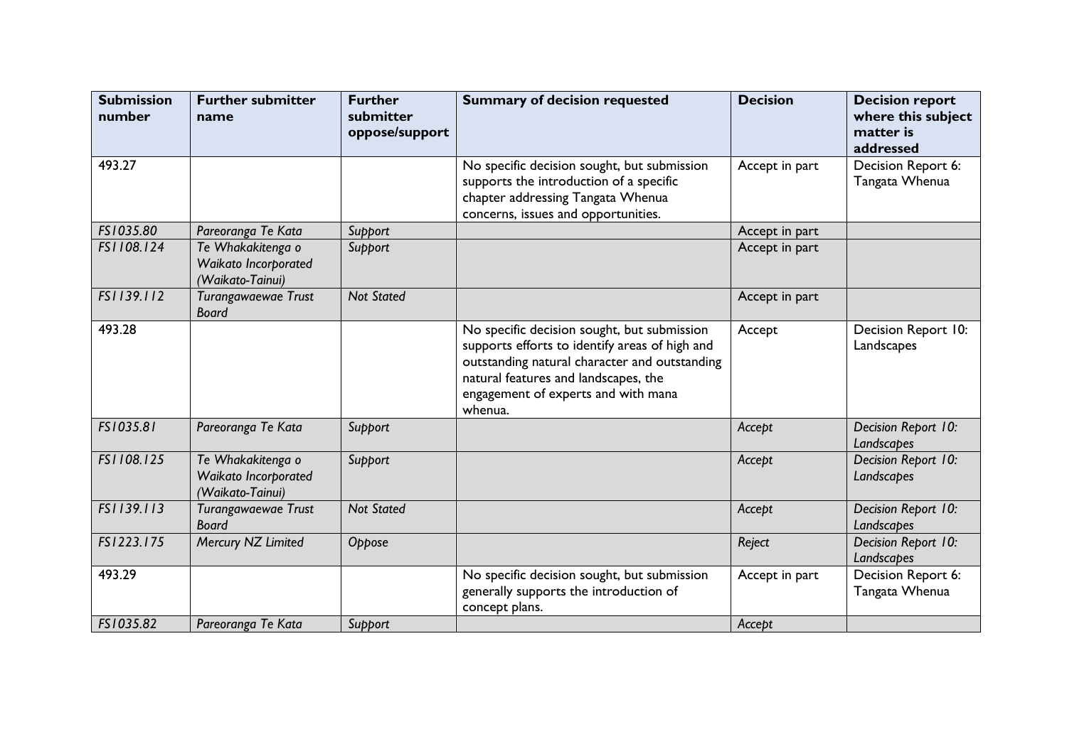| Submission number | Further submitter name | Further submitter oppose/support | Summary of decision requested | Decision | Decision report where this subject matter is addressed |
|---|---|---|---|---|---|
| 493.27 | | | No specific decision sought, but submission supports the introduction of a specific chapter addressing Tangata Whenua concerns, issues and opportunities. | Accept in part | Decision Report 6: Tangata Whenua |
| *FS1035.80* | *Pareoranga Te Kata* | *Support* | | Accept in part | |
| *FS1108.124* | *Te Whakakitenga o Waikato Incorporated (Waikato-Tainui)* | *Support* | | Accept in part | |
| *FS1139.112* | *Turangawaewae Trust Board* | *Not Stated* | | Accept in part | |
| 493.28 | | | No specific decision sought, but submission supports efforts to identify areas of high and outstanding natural character and outstanding natural features and landscapes, the engagement of experts and with mana whenua. | Accept | Decision Report 10: Landscapes |
| *FS1035.81* | *Pareoranga Te Kata* | *Support* | | *Accept* | *Decision Report 10: Landscapes* |
| *FS1108.125* | *Te Whakakitenga o Waikato Incorporated (Waikato-Tainui)* | *Support* | | *Accept* | *Decision Report 10: Landscapes* |
| *FS1139.113* | *Turangawaewae Trust Board* | *Not Stated* | | *Accept* | *Decision Report 10: Landscapes* |
| *FS1223.175* | *Mercury NZ Limited* | *Oppose* | | *Reject* | *Decision Report 10: Landscapes* |
| 493.29 | | | No specific decision sought, but submission generally supports the introduction of concept plans. | Accept in part | Decision Report 6: Tangata Whenua |
| *FS1035.82* | *Pareoranga Te Kata* | *Support* | | *Accept* | |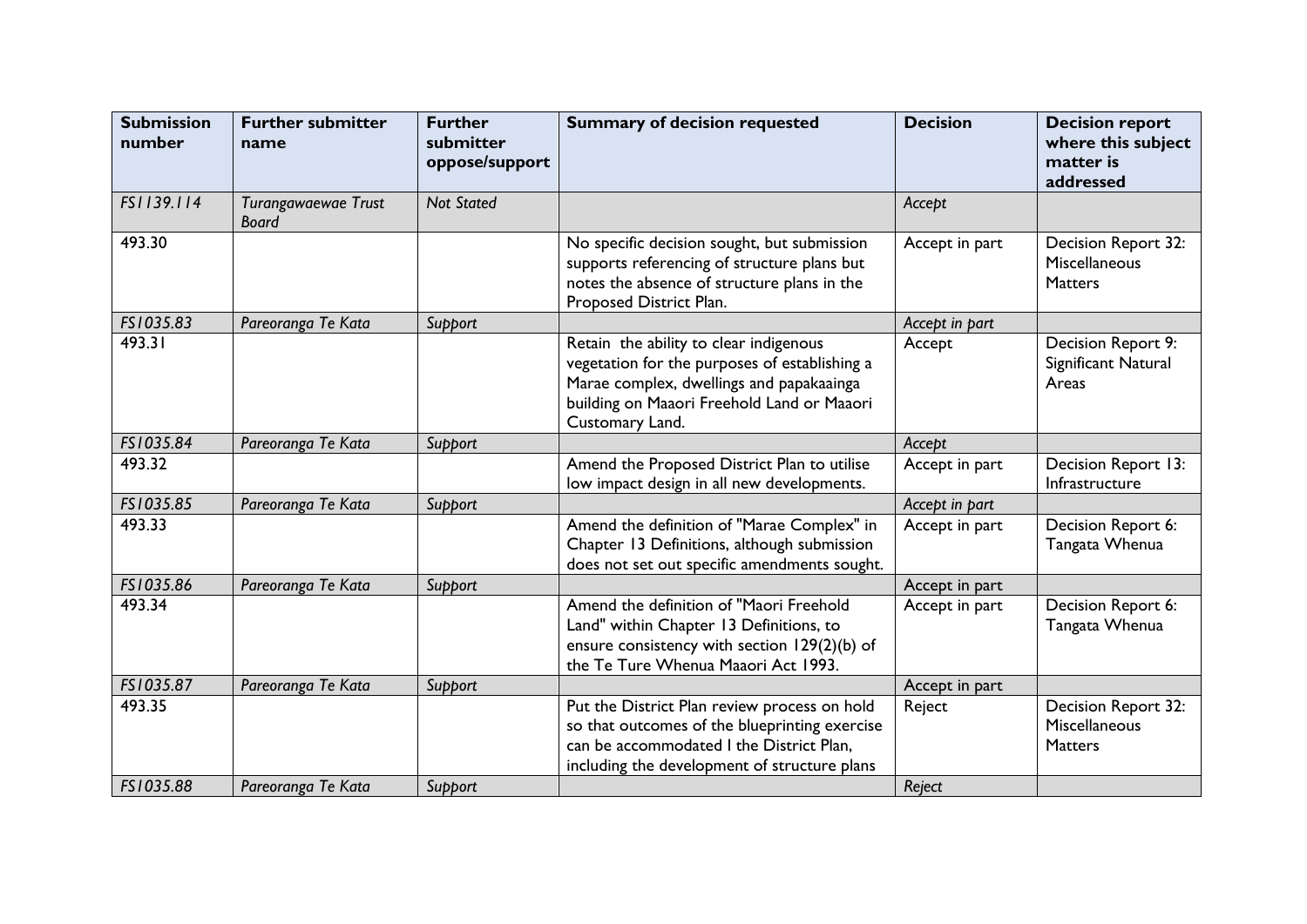| Submission number | Further submitter name | Further submitter oppose/support | Summary of decision requested | Decision | Decision report where this subject matter is addressed |
|---|---|---|---|---|---|
| *FS1139.114* | *Turangawaewae Trust Board* | *Not Stated* | | *Accept* | |
| 493.30 | | | No specific decision sought, but submission supports referencing of structure plans but notes the absence of structure plans in the Proposed District Plan. | Accept in part | Decision Report 32: Miscellaneous Matters |
| *FS1035.83* | *Pareoranga Te Kata* | *Support* | | *Accept in part* | |
| 493.31 | | | Retain the ability to clear indigenous vegetation for the purposes of establishing a Marae complex, dwellings and papakaainga building on Maaori Freehold Land or Maaori Customary Land. | Accept | Decision Report 9: Significant Natural Areas |
| *FS1035.84* | *Pareoranga Te Kata* | *Support* | | *Accept* | |
| 493.32 | | | Amend the Proposed District Plan to utilise low impact design in all new developments. | Accept in part | Decision Report 13: Infrastructure |
| *FS1035.85* | *Pareoranga Te Kata* | *Support* | | *Accept in part* | |
| 493.33 | | | Amend the definition of "Marae Complex" in Chapter 13 Definitions, although submission does not set out specific amendments sought. | Accept in part | Decision Report 6: Tangata Whenua |
| *FS1035.86* | *Pareoranga Te Kata* | *Support* | | *Accept in part* | |
| 493.34 | | | Amend the definition of "Maori Freehold Land" within Chapter 13 Definitions, to ensure consistency with section 129(2)(b) of the Te Ture Whenua Maaori Act 1993. | Accept in part | Decision Report 6: Tangata Whenua |
| *FS1035.87* | *Pareoranga Te Kata* | *Support* | | *Accept in part* | |
| 493.35 | | | Put the District Plan review process on hold so that outcomes of the blueprinting exercise can be accommodated I the District Plan, including the development of structure plans | Reject | Decision Report 32: Miscellaneous Matters |
| *FS1035.88* | *Pareoranga Te Kata* | *Support* | | *Reject* | |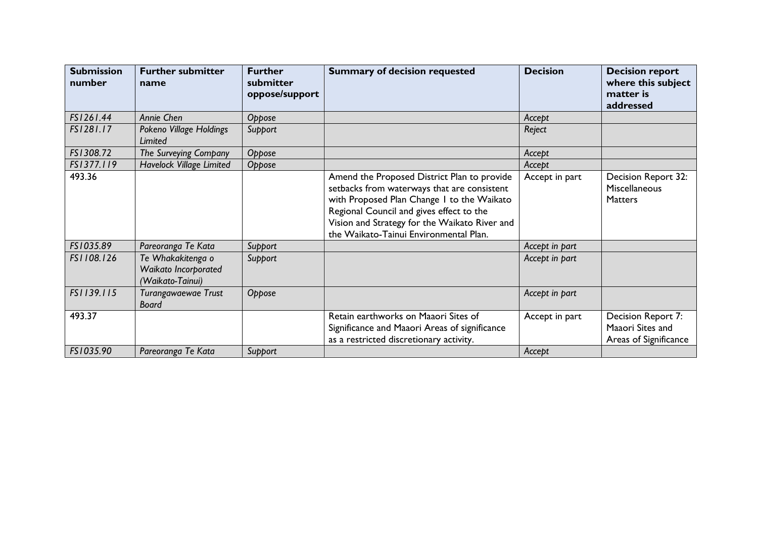| Submission number | Further submitter name | Further submitter oppose/support | Summary of decision requested | Decision | Decision report where this subject matter is addressed |
|---|---|---|---|---|---|
| *FS1261.44* | *Annie Chen* | *Oppose* | | *Accept* | |
| *FS1281.17* | *Pokeno Village Holdings Limited* | *Support* | | *Reject* | |
| *FS1308.72* | *The Surveying Company* | *Oppose* | | *Accept* | |
| *FS1377.119* | *Havelock Village Limited* | *Oppose* | | *Accept* | |
| 493.36 | | | Amend the Proposed District Plan to provide setbacks from waterways that are consistent with Proposed Plan Change 1 to the Waikato Regional Council and gives effect to the Vision and Strategy for the Waikato River and the Waikato-Tainui Environmental Plan. | Accept in part | Decision Report 32: Miscellaneous Matters |
| *FS1035.89* | *Pareoranga Te Kata* | *Support* | | *Accept in part* | |
| *FS1108.126* | *Te Whakakitenga o Waikato Incorporated (Waikato-Tainui)* | *Support* | | *Accept in part* | |
| *FS1139.115* | *Turangawaewae Trust Board* | *Oppose* | | *Accept in part* | |
| 493.37 | | | Retain earthworks on Maaori Sites of Significance and Maaori Areas of significance as a restricted discretionary activity. | Accept in part | Decision Report 7: Maaori Sites and Areas of Significance |
| *FS1035.90* | *Pareoranga Te Kata* | *Support* | | *Accept* | |